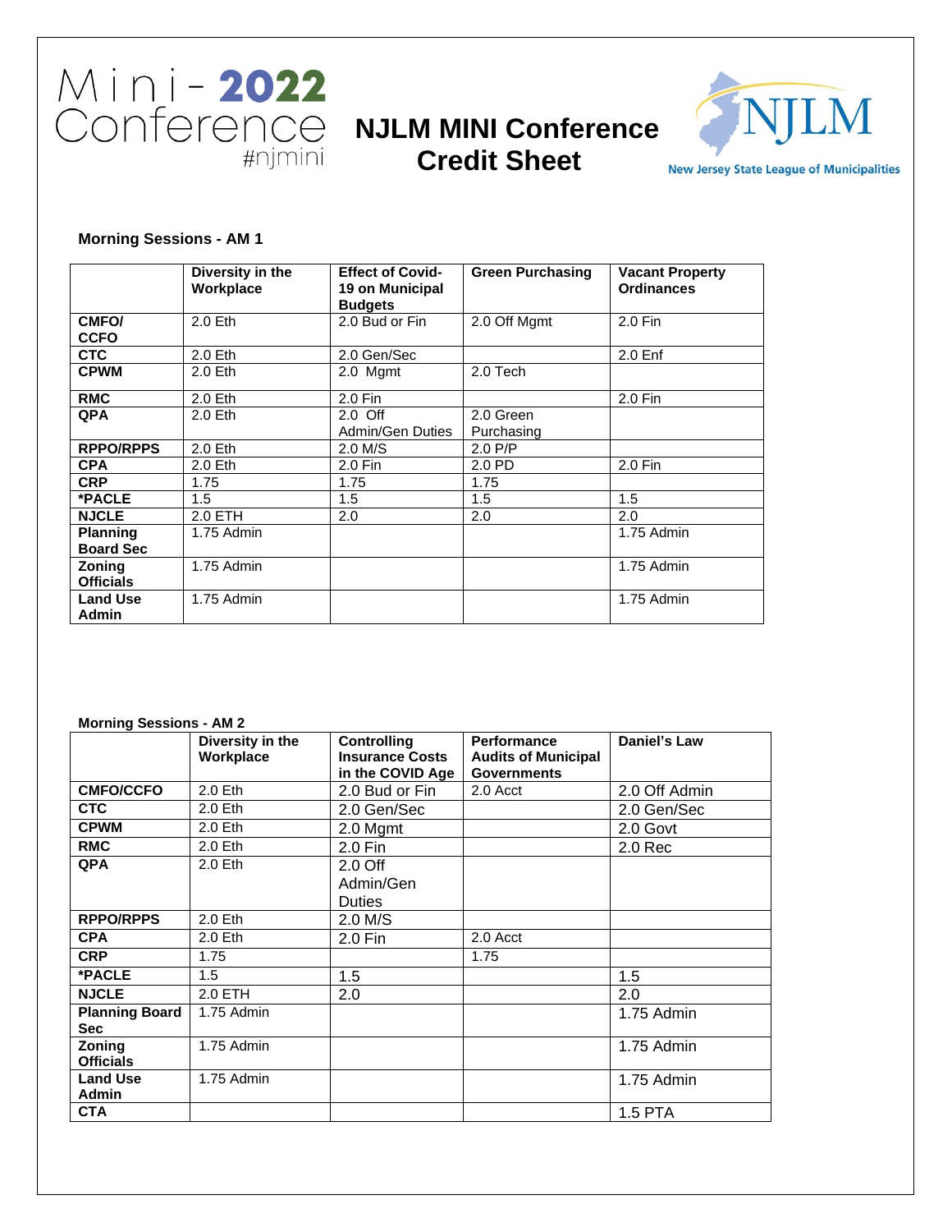# Mini-2022 Conference #njmini

# NJLM MINI Conference Credit Sheet

NJLM New Jersey State League of Municipalities

**Morning Sessions - AM 1**

| | Diversity in the Workplace | Effect of Covid-19 on Municipal Budgets | Green Purchasing | Vacant Property Ordinances |
|---|---|---|---|---|
| **CMFO/ CCFO** | 2.0 Eth | 2.0 Bud or Fin | 2.0 Off Mgmt | 2.0 Fin |
| **CTC** | 2.0 Eth | 2.0 Gen/Sec | | 2.0 Enf |
| **CPWM** | 2.0 Eth | 2.0 Mgmt | 2.0 Tech | |
| **RMC** | 2.0 Eth | 2.0 Fin | | 2.0 Fin |
| **QPA** | 2.0 Eth | 2.0 Off Admin/Gen Duties | 2.0 Green Purchasing | |
| **RPPO/RPPS** | 2.0 Eth | 2.0 M/S | 2.0 P/P | |
| **CPA** | 2.0 Eth | 2.0 Fin | 2.0 PD | 2.0 Fin |
| **CRP** | 1.75 | 1.75 | 1.75 | |
| **\*PACLE** | 1.5 | 1.5 | 1.5 | 1.5 |
| **NJCLE** | 2.0 ETH | 2.0 | 2.0 | 2.0 |
| **Planning Board Sec** | 1.75 Admin | | | 1.75 Admin |
| **Zoning Officials** | 1.75 Admin | | | 1.75 Admin |
| **Land Use Admin** | 1.75 Admin | | | 1.75 Admin |

**Morning Sessions - AM 2**

| | Diversity in the Workplace | Controlling Insurance Costs in the COVID Age | Performance Audits of Municipal Governments | Daniel's Law |
|---|---|---|---|---|
| **CMFO/CCFO** | 2.0 Eth | 2.0 Bud or Fin | 2.0 Acct | 2.0 Off Admin |
| **CTC** | 2.0 Eth | 2.0 Gen/Sec | | 2.0 Gen/Sec |
| **CPWM** | 2.0 Eth | 2.0 Mgmt | | 2.0 Govt |
| **RMC** | 2.0 Eth | 2.0 Fin | | 2.0 Rec |
| **QPA** | 2.0 Eth | 2.0 Off Admin/Gen Duties | | |
| **RPPO/RPPS** | 2.0 Eth | 2.0 M/S | | |
| **CPA** | 2.0 Eth | 2.0 Fin | 2.0 Acct | |
| **CRP** | 1.75 | | 1.75 | |
| **\*PACLE** | 1.5 | 1.5 | | 1.5 |
| **NJCLE** | 2.0 ETH | 2.0 | | 2.0 |
| **Planning Board Sec** | 1.75 Admin | | | 1.75 Admin |
| **Zoning Officials** | 1.75 Admin | | | 1.75 Admin |
| **Land Use Admin** | 1.75 Admin | | | 1.75 Admin |
| **CTA** | | | | 1.5 PTA |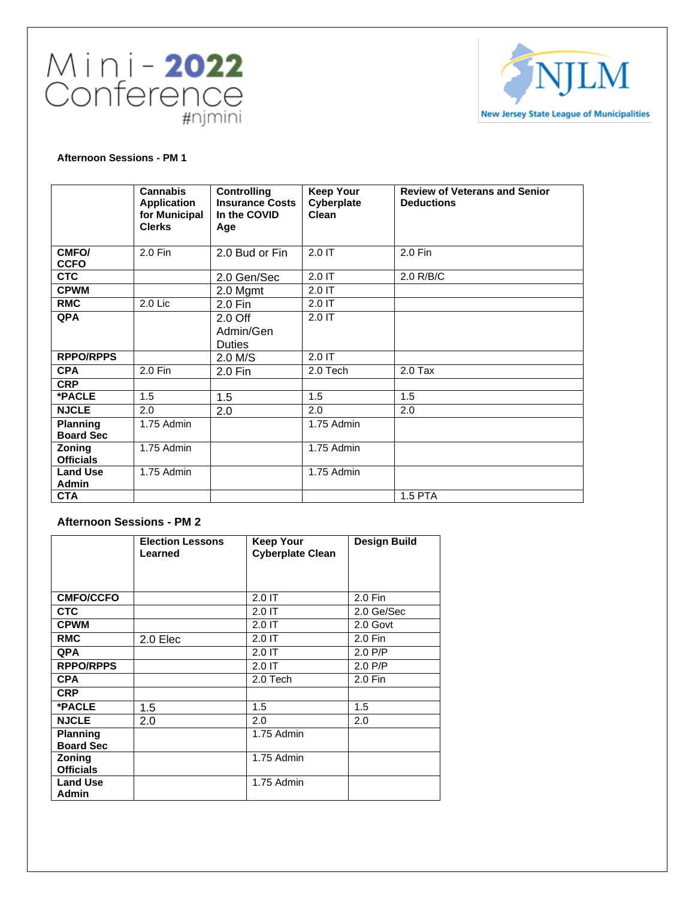Mini-2022 Conference #njmini

NJLM New Jersey State League of Municipalities

**Afternoon Sessions - PM 1**

| | Cannabis Application for Municipal Clerks | Controlling Insurance Costs In the COVID Age | Keep Your Cyberplate Clean | Review of Veterans and Senior Deductions |
|---|---|---|---|---|
| **CMFO/ CCFO** | 2.0 Fin | 2.0 Bud or Fin | 2.0 IT | 2.0 Fin |
| **CTC** | | 2.0 Gen/Sec | 2.0 IT | 2.0 R/B/C |
| **CPWM** | | 2.0 Mgmt | 2.0 IT | |
| **RMC** | 2.0 Lic | 2.0 Fin | 2.0 IT | |
| **QPA** | | 2.0 Off Admin/Gen Duties | 2.0 IT | |
| **RPPO/RPPS** | | 2.0 M/S | 2.0 IT | |
| **CPA** | 2.0 Fin | 2.0 Fin | 2.0 Tech | 2.0 Tax |
| **CRP** | | | | |
| ***PACLE** | 1.5 | 1.5 | 1.5 | 1.5 |
| **NJCLE** | 2.0 | 2.0 | 2.0 | 2.0 |
| **Planning Board Sec** | 1.75 Admin | | 1.75 Admin | |
| **Zoning Officials** | 1.75 Admin | | 1.75 Admin | |
| **Land Use Admin** | 1.75 Admin | | 1.75 Admin | |
| **CTA** | | | | 1.5 PTA |

**Afternoon Sessions - PM 2**

| | Election Lessons Learned | Keep Your Cyberplate Clean | Design Build |
|---|---|---|---|
| **CMFO/CCFO** | | 2.0 IT | 2.0 Fin |
| **CTC** | | 2.0 IT | 2.0 Ge/Sec |
| **CPWM** | | 2.0 IT | 2.0 Govt |
| **RMC** | 2.0 Elec | 2.0 IT | 2.0 Fin |
| **QPA** | | 2.0 IT | 2.0 P/P |
| **RPPO/RPPS** | | 2.0 IT | 2.0 P/P |
| **CPA** | | 2.0 Tech | 2.0 Fin |
| **CRP** | | | |
| ***PACLE** | 1.5 | 1.5 | 1.5 |
| **NJCLE** | 2.0 | 2.0 | 2.0 |
| **Planning Board Sec** | | 1.75 Admin | |
| **Zoning Officials** | | 1.75 Admin | |
| **Land Use Admin** | | 1.75 Admin | |